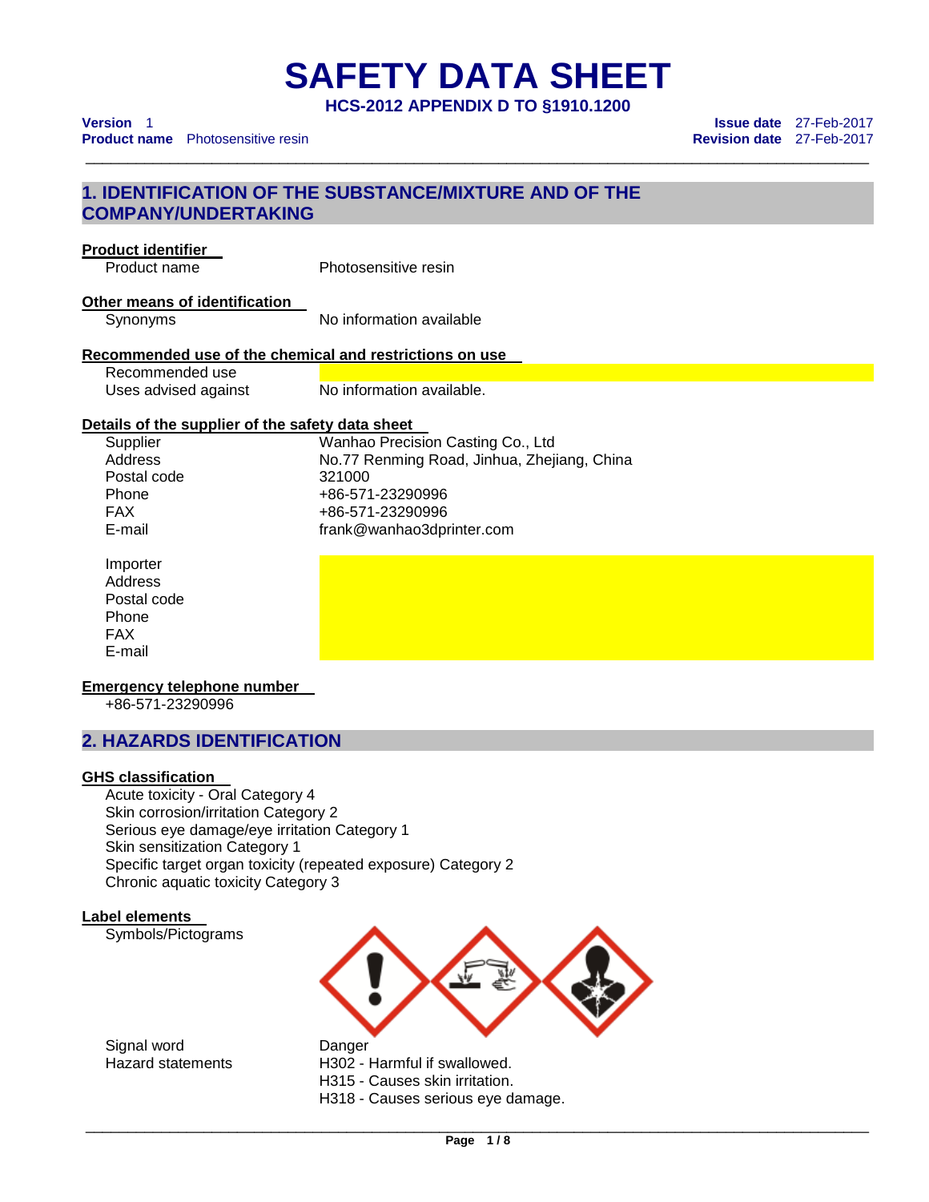# SAFETY DATA SHEET

**HCS-2012 APPENDIX D TO §1910.1200**

**Version** 1
**Product name** Photosensitive resin

**Issue date** 27-Feb-2017
**Revision date** 27-Feb-2017

## 1. IDENTIFICATION OF THE SUBSTANCE/MIXTURE AND OF THE COMPANY/UNDERTAKING

**Product identifier**

| | |
|---|---|
| Product name | Photosensitive resin |

**Other means of identification**

| | |
|---|---|
| Synonyms | No information available |

**Recommended use of the chemical and restrictions on use**

| | |
|---|---|
| Recommended use | |
| Uses advised against | No information available. |

**Details of the supplier of the safety data sheet**

| | |
|---|---|
| Supplier | Wanhao Precision Casting Co., Ltd |
| Address | No.77 Renming Road, Jinhua, Zhejiang, China |
| Postal code | 321000 |
| Phone | +86-571-23290996 |
| FAX | +86-571-23290996 |
| E-mail | frank@wanhao3dprinter.com |

| | |
|---|---|
| Importer | |
| Address | |
| Postal code | |
| Phone | |
| FAX | |
| E-mail | |

**Emergency telephone number**

+86-571-23290996

## 2. HAZARDS IDENTIFICATION

**GHS classification**

Acute toxicity - Oral Category 4
Skin corrosion/irritation Category 2
Serious eye damage/eye irritation Category 1
Skin sensitization Category 1
Specific target organ toxicity (repeated exposure) Category 2
Chronic aquatic toxicity Category 3

**Label elements**

Symbols/Pictograms

| | |
|---|---|
| Signal word | Danger |
| Hazard statements | H302 - Harmful if swallowed.<br>H315 - Causes skin irritation.<br>H318 - Causes serious eye damage. |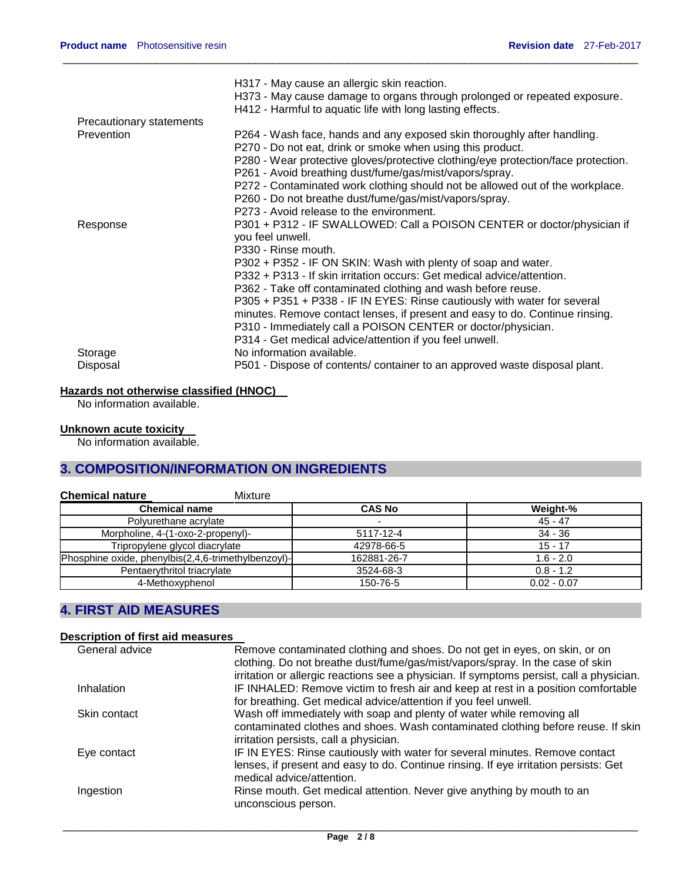H317 - May cause an allergic skin reaction.
H373 - May cause damage to organs through prolonged or repeated exposure.
H412 - Harmful to aquatic life with long lasting effects.

**Precautionary statements**

**Prevention**

P264 - Wash face, hands and any exposed skin thoroughly after handling.
P270 - Do not eat, drink or smoke when using this product.
P280 - Wear protective gloves/protective clothing/eye protection/face protection.
P261 - Avoid breathing dust/fume/gas/mist/vapors/spray.
P272 - Contaminated work clothing should not be allowed out of the workplace.
P260 - Do not breathe dust/fume/gas/mist/vapors/spray.
P273 - Avoid release to the environment.

**Response**

P301 + P312 - IF SWALLOWED: Call a POISON CENTER or doctor/physician if you feel unwell.
P330 - Rinse mouth.
P302 + P352 - IF ON SKIN: Wash with plenty of soap and water.
P332 + P313 - If skin irritation occurs: Get medical advice/attention.
P362 - Take off contaminated clothing and wash before reuse.
P305 + P351 + P338 - IF IN EYES: Rinse cautiously with water for several minutes. Remove contact lenses, if present and easy to do. Continue rinsing.
P310 - Immediately call a POISON CENTER or doctor/physician.
P314 - Get medical advice/attention if you feel unwell.

**Storage**

No information available.

**Disposal**

P501 - Dispose of contents/ container to an approved waste disposal plant.

**Hazards not otherwise classified (HNOC)**

No information available.

**Unknown acute toxicity**

No information available.

## 3. COMPOSITION/INFORMATION ON INGREDIENTS

**Chemical nature** Mixture

| Chemical name | CAS No | Weight-% |
|---|---|---|
| Polyurethane acrylate | - | 45 - 47 |
| Morpholine, 4-(1-oxo-2-propenyl)- | 5117-12-4 | 34 - 36 |
| Tripropylene glycol diacrylate | 42978-66-5 | 15 - 17 |
| Phosphine oxide, phenylbis(2,4,6-trimethylbenzoyl)- | 162881-26-7 | 1.6 - 2.0 |
| Pentaerythritol triacrylate | 3524-68-3 | 0.8 - 1.2 |
| 4-Methoxyphenol | 150-76-5 | 0.02 - 0.07 |

## 4. FIRST AID MEASURES

**Description of first aid measures**

**General advice**

Remove contaminated clothing and shoes. Do not get in eyes, on skin, or on clothing. Do not breathe dust/fume/gas/mist/vapors/spray. In the case of skin irritation or allergic reactions see a physician. If symptoms persist, call a physician.

**Inhalation**

IF INHALED: Remove victim to fresh air and keep at rest in a position comfortable for breathing. Get medical advice/attention if you feel unwell.

**Skin contact**

Wash off immediately with soap and plenty of water while removing all contaminated clothes and shoes. Wash contaminated clothing before reuse. If skin irritation persists, call a physician.

**Eye contact**

IF IN EYES: Rinse cautiously with water for several minutes. Remove contact lenses, if present and easy to do. Continue rinsing. If eye irritation persists: Get medical advice/attention.

**Ingestion**

Rinse mouth. Get medical attention. Never give anything by mouth to an unconscious person.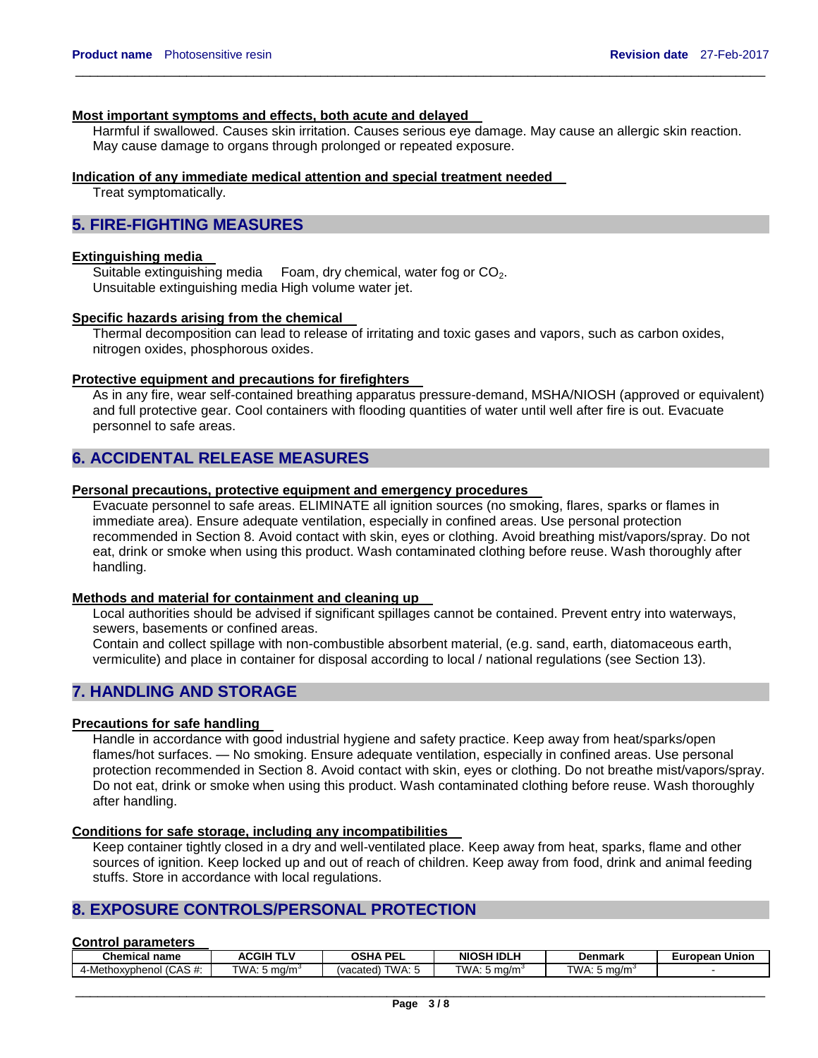### Most important symptoms and effects, both acute and delayed

Harmful if swallowed. Causes skin irritation. Causes serious eye damage. May cause an allergic skin reaction. May cause damage to organs through prolonged or repeated exposure.

### Indication of any immediate medical attention and special treatment needed

Treat symptomatically.

## 5. FIRE-FIGHTING MEASURES

### Extinguishing media

Suitable extinguishing media   Foam, dry chemical, water fog or $CO_2$.
Unsuitable extinguishing media High volume water jet.

### Specific hazards arising from the chemical

Thermal decomposition can lead to release of irritating and toxic gases and vapors, such as carbon oxides, nitrogen oxides, phosphorous oxides.

### Protective equipment and precautions for firefighters

As in any fire, wear self-contained breathing apparatus pressure-demand, MSHA/NIOSH (approved or equivalent) and full protective gear. Cool containers with flooding quantities of water until well after fire is out. Evacuate personnel to safe areas.

## 6. ACCIDENTAL RELEASE MEASURES

### Personal precautions, protective equipment and emergency procedures

Evacuate personnel to safe areas. ELIMINATE all ignition sources (no smoking, flares, sparks or flames in immediate area). Ensure adequate ventilation, especially in confined areas. Use personal protection recommended in Section 8. Avoid contact with skin, eyes or clothing. Avoid breathing mist/vapors/spray. Do not eat, drink or smoke when using this product. Wash contaminated clothing before reuse. Wash thoroughly after handling.

### Methods and material for containment and cleaning up

Local authorities should be advised if significant spillages cannot be contained. Prevent entry into waterways, sewers, basements or confined areas.
Contain and collect spillage with non-combustible absorbent material, (e.g. sand, earth, diatomaceous earth, vermiculite) and place in container for disposal according to local / national regulations (see Section 13).

## 7. HANDLING AND STORAGE

### Precautions for safe handling

Handle in accordance with good industrial hygiene and safety practice. Keep away from heat/sparks/open flames/hot surfaces. — No smoking. Ensure adequate ventilation, especially in confined areas. Use personal protection recommended in Section 8. Avoid contact with skin, eyes or clothing. Do not breathe mist/vapors/spray. Do not eat, drink or smoke when using this product. Wash contaminated clothing before reuse. Wash thoroughly after handling.

### Conditions for safe storage, including any incompatibilities

Keep container tightly closed in a dry and well-ventilated place. Keep away from heat, sparks, flame and other sources of ignition. Keep locked up and out of reach of children. Keep away from food, drink and animal feeding stuffs. Store in accordance with local regulations.

## 8. EXPOSURE CONTROLS/PERSONAL PROTECTION

### Control parameters

| Chemical name | ACGIH TLV | OSHA PEL | NIOSH IDLH | Denmark | European Union |
|---|---|---|---|---|---|
| 4-Methoxyphenol (CAS #: | TWA: 5 mg/m$^3$ | (vacated) TWA: 5 | TWA: 5 mg/m$^3$ | TWA: 5 mg/m$^3$ | - |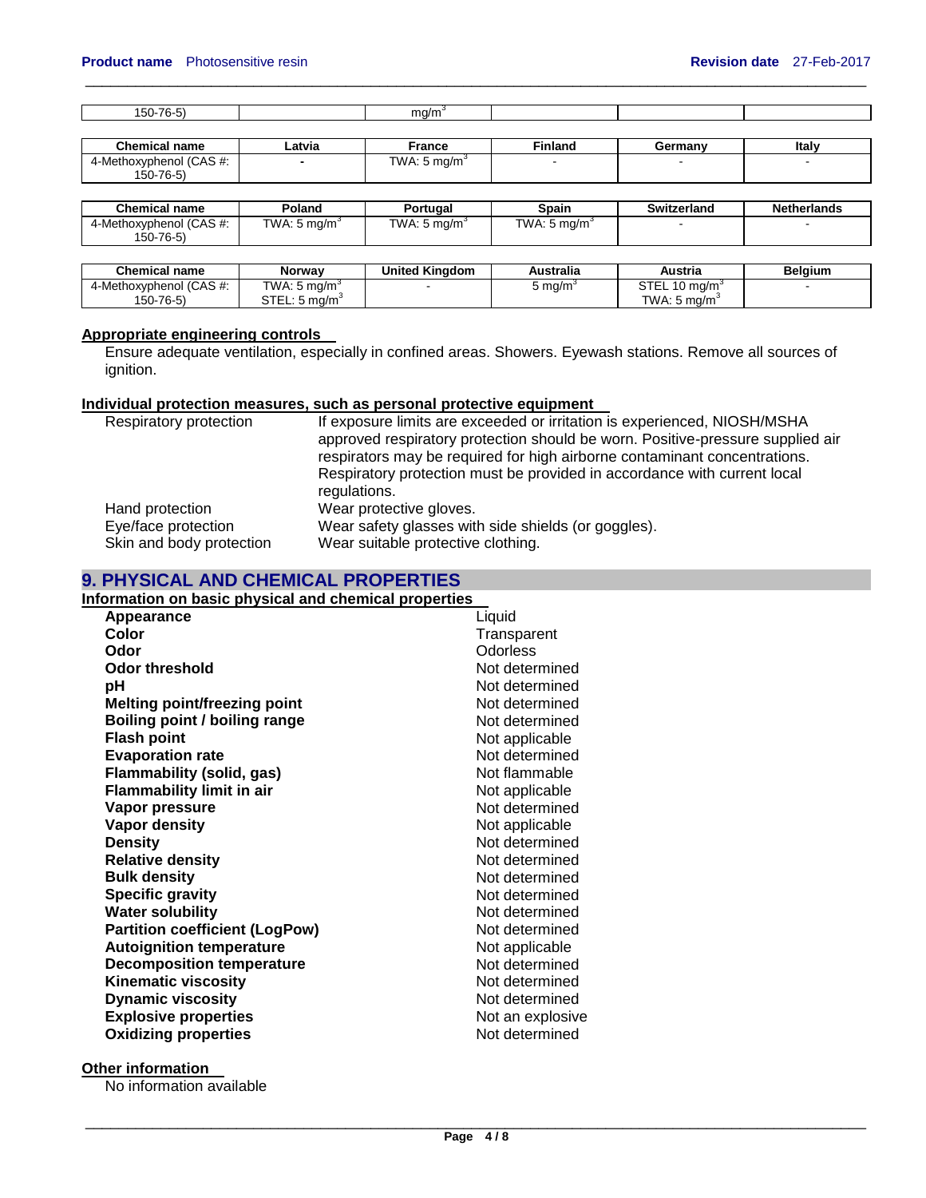| 150-76-5) | | mg/m$^3$ | | | |
|---|---|---|---|---|---|

| Chemical name | Latvia | France | Finland | Germany | Italy |
|---|---|---|---|---|---|
| 4-Methoxyphenol (CAS #: 150-76-5) | - | TWA: 5 mg/m$^3$ | - | - | - |

| Chemical name | Poland | Portugal | Spain | Switzerland | Netherlands |
|---|---|---|---|---|---|
| 4-Methoxyphenol (CAS #: 150-76-5) | TWA: 5 mg/m$^3$ | TWA: 5 mg/m$^3$ | TWA: 5 mg/m$^3$ | - | - |

| Chemical name | Norway | United Kingdom | Australia | Austria | Belgium |
|---|---|---|---|---|---|
| 4-Methoxyphenol (CAS #: 150-76-5) | TWA: 5 mg/m$^3$ STEL: 5 mg/m$^3$ | - | 5 mg/m$^3$ | STEL 10 mg/m$^3$ TWA: 5 mg/m$^3$ | - |

**Appropriate engineering controls**

Ensure adequate ventilation, especially in confined areas. Showers. Eyewash stations. Remove all sources of ignition.

**Individual protection measures, such as personal protective equipment**

| | |
|---|---|
| Respiratory protection | If exposure limits are exceeded or irritation is experienced, NIOSH/MSHA approved respiratory protection should be worn. Positive-pressure supplied air respirators may be required for high airborne contaminant concentrations. Respiratory protection must be provided in accordance with current local regulations. |
| Hand protection | Wear protective gloves. |
| Eye/face protection | Wear safety glasses with side shields (or goggles). |
| Skin and body protection | Wear suitable protective clothing. |

## 9. PHYSICAL AND CHEMICAL PROPERTIES

**Information on basic physical and chemical properties**

| | |
|---|---|
| **Appearance** | Liquid |
| **Color** | Transparent |
| **Odor** | Odorless |
| **Odor threshold** | Not determined |
| **pH** | Not determined |
| **Melting point/freezing point** | Not determined |
| **Boiling point / boiling range** | Not determined |
| **Flash point** | Not applicable |
| **Evaporation rate** | Not determined |
| **Flammability (solid, gas)** | Not flammable |
| **Flammability limit in air** | Not applicable |
| **Vapor pressure** | Not determined |
| **Vapor density** | Not applicable |
| **Density** | Not determined |
| **Relative density** | Not determined |
| **Bulk density** | Not determined |
| **Specific gravity** | Not determined |
| **Water solubility** | Not determined |
| **Partition coefficient (LogPow)** | Not determined |
| **Autoignition temperature** | Not applicable |
| **Decomposition temperature** | Not determined |
| **Kinematic viscosity** | Not determined |
| **Dynamic viscosity** | Not determined |
| **Explosive properties** | Not an explosive |
| **Oxidizing properties** | Not determined |

**Other information**

No information available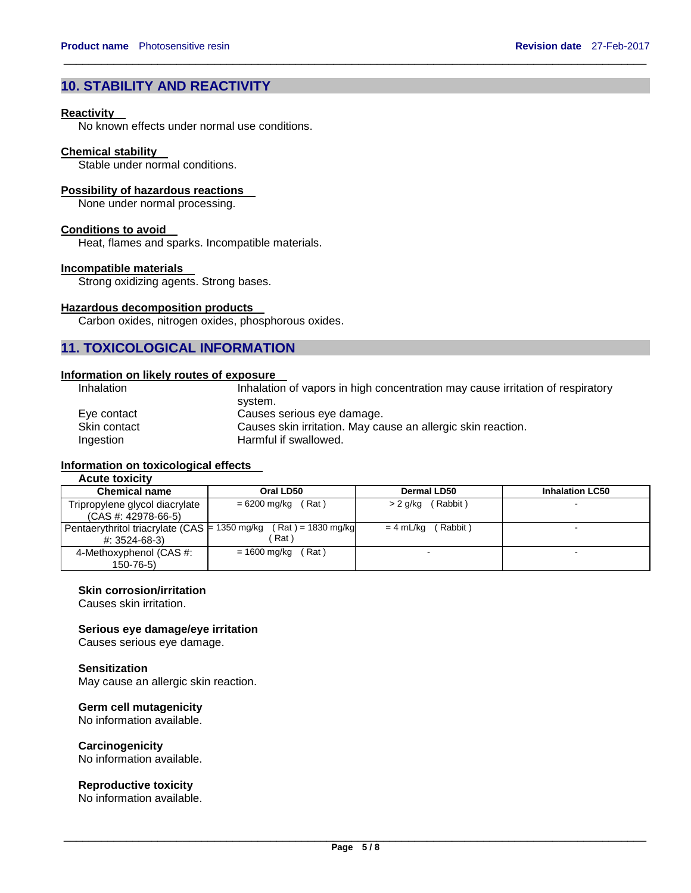## 10. STABILITY AND REACTIVITY

**Reactivity**

No known effects under normal use conditions.

**Chemical stability**

Stable under normal conditions.

**Possibility of hazardous reactions**

None under normal processing.

**Conditions to avoid**

Heat, flames and sparks. Incompatible materials.

**Incompatible materials**

Strong oxidizing agents. Strong bases.

**Hazardous decomposition products**

Carbon oxides, nitrogen oxides, phosphorous oxides.

## 11. TOXICOLOGICAL INFORMATION

**Information on likely routes of exposure**

| | |
|---|---|
| Inhalation | Inhalation of vapors in high concentration may cause irritation of respiratory system. |
| Eye contact | Causes serious eye damage. |
| Skin contact | Causes skin irritation. May cause an allergic skin reaction. |
| Ingestion | Harmful if swallowed. |

**Information on toxicological effects**

**Acute toxicity**

| Chemical name | Oral LD50 | Dermal LD50 | Inhalation LC50 |
|---|---|---|---|
| Tripropylene glycol diacrylate (CAS #: 42978-66-5) | = 6200 mg/kg ( Rat ) | > 2 g/kg ( Rabbit ) | - |
| Pentaerythritol triacrylate (CAS #: 3524-68-3) | = 1350 mg/kg ( Rat ) = 1830 mg/kg ( Rat ) | = 4 mL/kg ( Rabbit ) | - |
| 4-Methoxyphenol (CAS #: 150-76-5) | = 1600 mg/kg ( Rat ) | - | - |

**Skin corrosion/irritation**

Causes skin irritation.

**Serious eye damage/eye irritation**

Causes serious eye damage.

**Sensitization**

May cause an allergic skin reaction.

**Germ cell mutagenicity**

No information available.

**Carcinogenicity**

No information available.

**Reproductive toxicity**

No information available.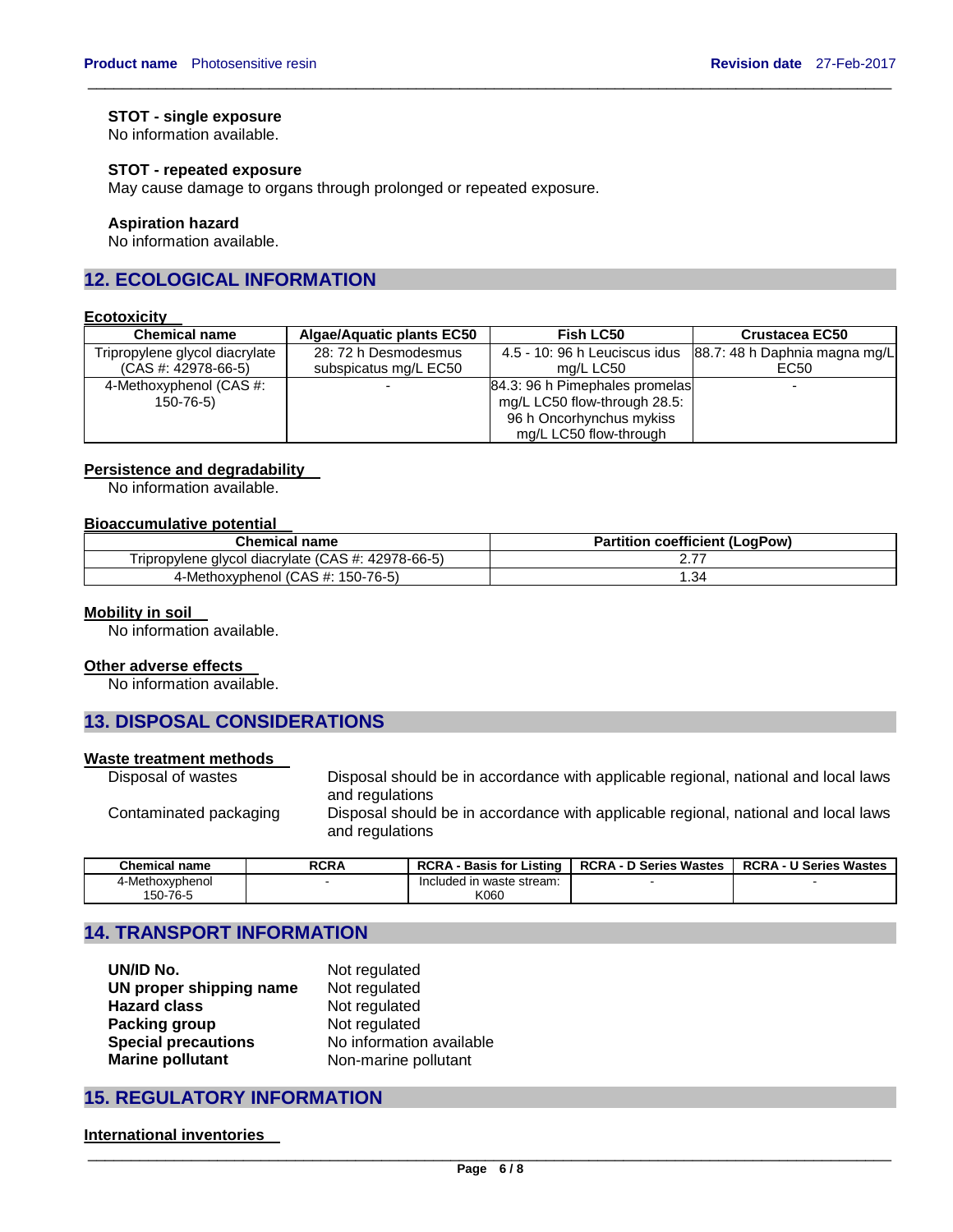**STOT - single exposure**
No information available.

**STOT - repeated exposure**
May cause damage to organs through prolonged or repeated exposure.

**Aspiration hazard**
No information available.

## 12. ECOLOGICAL INFORMATION

**Ecotoxicity**

| Chemical name | Algae/Aquatic plants EC50 | Fish LC50 | Crustacea EC50 |
|---|---|---|---|
| Tripropylene glycol diacrylate (CAS #: 42978-66-5) | 28: 72 h Desmodesmus subspicatus mg/L EC50 | 4.5 - 10: 96 h Leuciscus idus mg/L LC50 | 88.7: 48 h Daphnia magna mg/L EC50 |
| 4-Methoxyphenol (CAS #: 150-76-5) | - | 84.3: 96 h Pimephales promelas mg/L LC50 flow-through 28.5: 96 h Oncorhynchus mykiss mg/L LC50 flow-through | - |

**Persistence and degradability**
No information available.

**Bioaccumulative potential**

| Chemical name | Partition coefficient (LogPow) |
|---|---|
| Tripropylene glycol diacrylate (CAS #: 42978-66-5) | 2.77 |
| 4-Methoxyphenol (CAS #: 150-76-5) | 1.34 |

**Mobility in soil**
No information available.

**Other adverse effects**
No information available.

## 13. DISPOSAL CONSIDERATIONS

**Waste treatment methods**

Disposal of wastes: Disposal should be in accordance with applicable regional, national and local laws and regulations

Contaminated packaging: Disposal should be in accordance with applicable regional, national and local laws and regulations

| Chemical name | RCRA | RCRA - Basis for Listing | RCRA - D Series Wastes | RCRA - U Series Wastes |
|---|---|---|---|---|
| 4-Methoxyphenol 150-76-5 | - | Included in waste stream: K060 | - | - |

## 14. TRANSPORT INFORMATION

**UN/ID No.** Not regulated
**UN proper shipping name** Not regulated
**Hazard class** Not regulated
**Packing group** Not regulated
**Special precautions** No information available
**Marine pollutant** Non-marine pollutant

## 15. REGULATORY INFORMATION

**International inventories**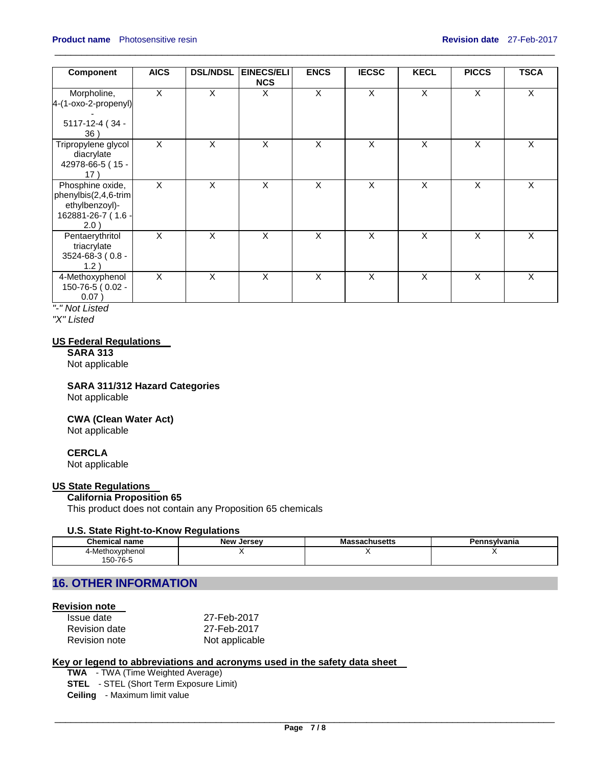| Component | AICS | DSL/NDSL | EINECS/ELINCS | ENCS | IECSC | KECL | PICCS | TSCA |
|---|---|---|---|---|---|---|---|---|
| Morpholine, 4-(1-oxo-2-propenyl) - 5117-12-4 ( 34 - 36 ) | X | X | X | X | X | X | X | X |
| Tripropylene glycol diacrylate 42978-66-5 ( 15 - 17 ) | X | X | X | X | X | X | X | X |
| Phosphine oxide, phenylbis(2,4,6-trimethylbenzoyl)- 162881-26-7 ( 1.6 - 2.0 ) | X | X | X | X | X | X | X | X |
| Pentaerythritol triacrylate 3524-68-3 ( 0.8 - 1.2 ) | X | X | X | X | X | X | X | X |
| 4-Methoxyphenol 150-76-5 ( 0.02 - 0.07 ) | X | X | X | X | X | X | X | X |

*"-" Not Listed*
*"X" Listed*

## US Federal Regulations

**SARA 313**
Not applicable

**SARA 311/312 Hazard Categories**
Not applicable

**CWA (Clean Water Act)**
Not applicable

**CERCLA**
Not applicable

## US State Regulations

**California Proposition 65**
This product does not contain any Proposition 65 chemicals

**U.S. State Right-to-Know Regulations**

| Chemical name | New Jersey | Massachusetts | Pennsylvania |
|---|---|---|---|
| 4-Methoxyphenol 150-76-5 | X | X | X |

# 16. OTHER INFORMATION

## Revision note

| | |
|---|---|
| Issue date | 27-Feb-2017 |
| Revision date | 27-Feb-2017 |
| Revision note | Not applicable |

## Key or legend to abbreviations and acronyms used in the safety data sheet

**TWA** - TWA (Time Weighted Average)
**STEL** - STEL (Short Term Exposure Limit)
**Ceiling** - Maximum limit value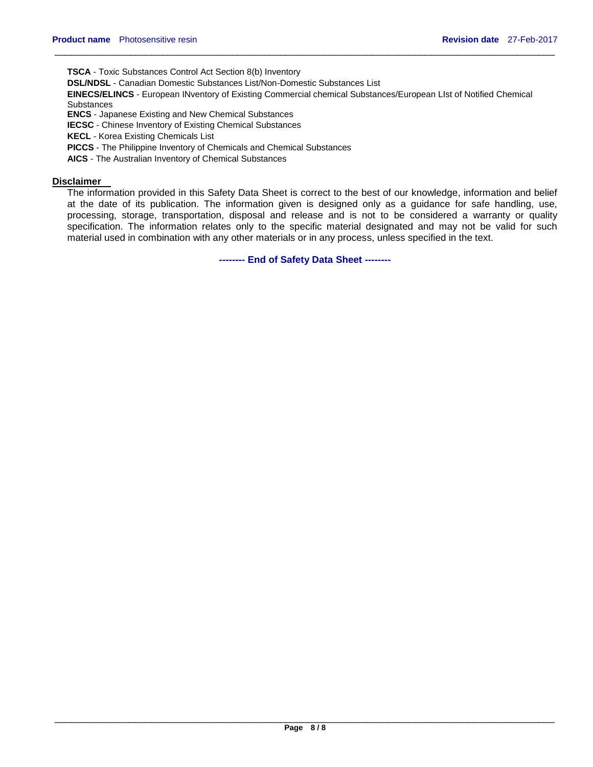**TSCA** - Toxic Substances Control Act Section 8(b) Inventory
**DSL/NDSL** - Canadian Domestic Substances List/Non-Domestic Substances List
**EINECS/ELINCS** - European INventory of Existing Commercial chemical Substances/European LIst of Notified Chemical Substances
**ENCS** - Japanese Existing and New Chemical Substances
**IECSC** - Chinese Inventory of Existing Chemical Substances
**KECL** - Korea Existing Chemicals List
**PICCS** - The Philippine Inventory of Chemicals and Chemical Substances
**AICS** - The Australian Inventory of Chemical Substances

## Disclaimer

The information provided in this Safety Data Sheet is correct to the best of our knowledge, information and belief at the date of its publication. The information given is designed only as a guidance for safe handling, use, processing, storage, transportation, disposal and release and is not to be considered a warranty or quality specification. The information relates only to the specific material designated and may not be valid for such material used in combination with any other materials or in any process, unless specified in the text.

**-------- End of Safety Data Sheet --------**